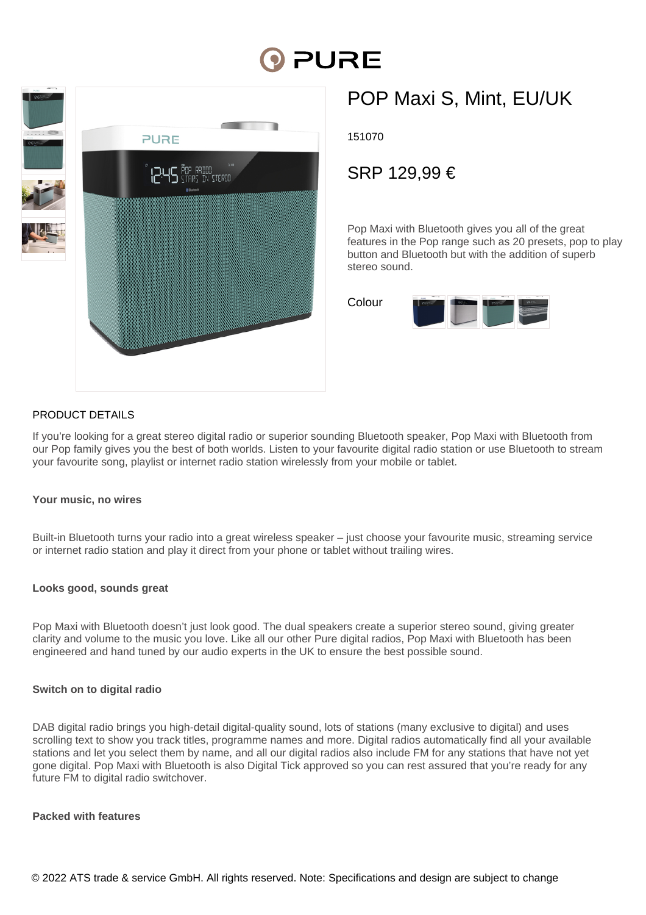# POP Maxi S, Mint, EU/UK

151070

## SRP 129,99 €

Pop Maxi with Bluetooth gives you all of the great features in the Pop range such as 20 presets, pop to play button and Bluetooth but with the addition of superb stereo sound.

Colour

## PRODUCT DETAILS

If you're looking for a great stereo digital radio or superior sounding Bluetooth speaker, Pop Maxi with Bluetooth from our Pop family gives you the best of both worlds. Listen to your favourite digital radio station or use Bluetooth to stream your favourite song, playlist or internet radio station wirelessly from your mobile or tablet.

**Your music, no wires**

Built-in Bluetooth turns your radio into a great wireless speaker – just choose your favourite music, streaming service or internet radio station and play it direct from your phone or tablet without trailing wires.

**Looks good, sounds great**

Pop Maxi with Bluetooth doesn't just look good. The dual speakers create a superior stereo sound, giving greater clarity and volume to the music you love. Like all our other Pure digital radios, Pop Maxi with Bluetooth has been engineered and hand tuned by our audio experts in the UK to ensure the best possible sound.

**Switch on to digital radio**

DAB digital radio brings you high-detail digital-quality sound, lots of stations (many exclusive to digital) and uses scrolling text to show you track titles, programme names and more. Digital radios automatically find all your available stations and let you select them by name, and all our digital radios also include FM for any stations that have not yet gone digital. Pop Maxi with Bluetooth is also Digital Tick approved so you can rest assured that you're ready for any future FM to digital radio switchover.

**Packed with features**

© 2022 ATS trade & service GmbH. All rights reserved. Note: Specifications and design are subject to change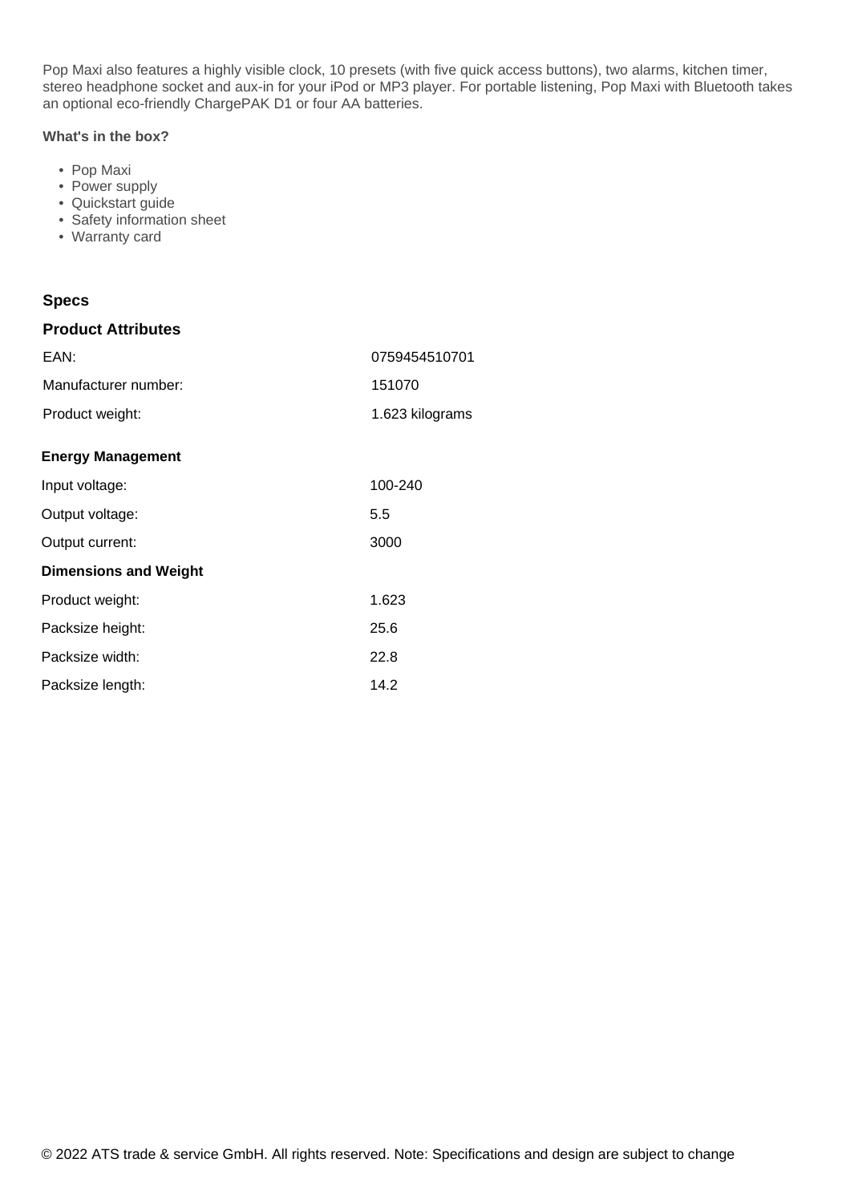Pop Maxi also features a highly visible clock, 10 presets (with five quick access buttons), two alarms, kitchen timer, stereo headphone socket and aux-in for your iPod or MP3 player. For portable listening, Pop Maxi with Bluetooth takes an optional eco-friendly ChargePAK D1 or four AA batteries.

**What's in the box?**

- Pop Maxi
- Power supply
- Quickstart guide
- Safety information sheet
- Warranty card

## Specs

### Product Attributes

| | |
|---|---|
| EAN: | 0759454510701 |
| Manufacturer number: | 151070 |
| Product weight: | 1.623 kilograms |

### Energy Management

| | |
|---|---|
| Input voltage: | 100-240 |
| Output voltage: | 5.5 |
| Output current: | 3000 |

### Dimensions and Weight

| | |
|---|---|
| Product weight: | 1.623 |
| Packsize height: | 25.6 |
| Packsize width: | 22.8 |
| Packsize length: | 14.2 |

© 2022 ATS trade & service GmbH. All rights reserved. Note: Specifications and design are subject to change